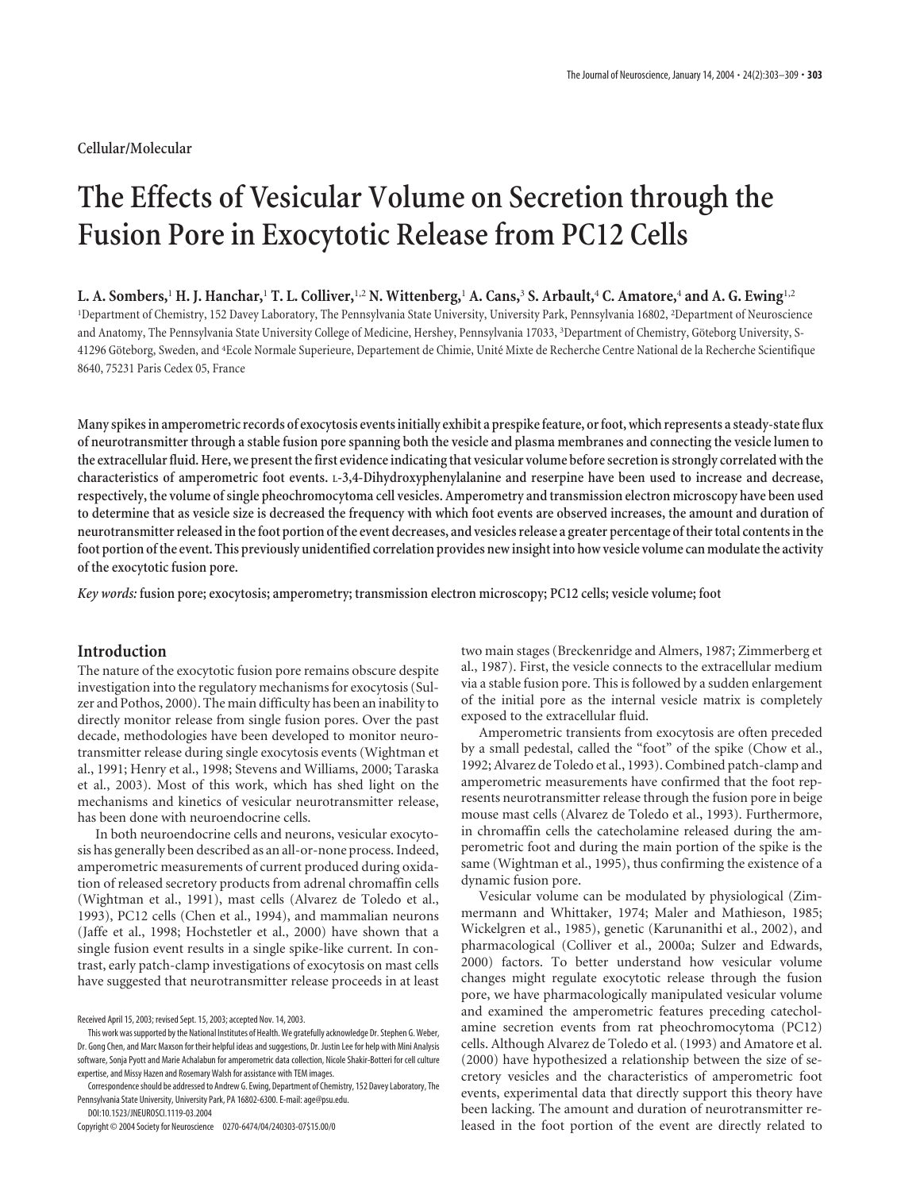Cellular/Molecular

# The Effects of Vesicular Volume on Secretion through the Fusion Pore in Exocytotic Release from PC12 Cells

**L. A. Sombers,[1] H. J. Hanchar,[1] T. L. Colliver,[1,2] N. Wittenberg,[1] A. Cans,[3] S. Arbault,[4] C. Amatore,[4] and A. G. Ewing[1,2]**

[1]Department of Chemistry, 152 Davey Laboratory, The Pennsylvania State University, University Park, Pennsylvania 16802, [2]Department of Neuroscience and Anatomy, The Pennsylvania State University College of Medicine, Hershey, Pennsylvania 17033, [3]Department of Chemistry, Göteborg University, S-41296 Göteborg, Sweden, and [4]Ecole Normale Superieure, Departement de Chimie, Unité Mixte de Recherche Centre National de la Recherche Scientifique 8640, 75231 Paris Cedex 05, France

**Many spikes in amperometric records of exocytosis events initially exhibit a prespike feature, or foot, which represents a steady-state flux of neurotransmitter through a stable fusion pore spanning both the vesicle and plasma membranes and connecting the vesicle lumen to the extracellular fluid. Here, we present the first evidence indicating that vesicular volume before secretion is strongly correlated with the characteristics of amperometric foot events. L-3,4-Dihydroxyphenylalanine and reserpine have been used to increase and decrease, respectively, the volume of single pheochromocytoma cell vesicles. Amperometry and transmission electron microscopy have been used to determine that as vesicle size is decreased the frequency with which foot events are observed increases, the amount and duration of neurotransmitter released in the foot portion of the event decreases, and vesicles release a greater percentage of their total contents in the foot portion of the event. This previously unidentified correlation provides new insight into how vesicle volume can modulate the activity of the exocytotic fusion pore.**

*Key words:* **fusion pore; exocytosis; amperometry; transmission electron microscopy; PC12 cells; vesicle volume; foot**

## Introduction

The nature of the exocytotic fusion pore remains obscure despite investigation into the regulatory mechanisms for exocytosis (Sulzer and Pothos, 2000). The main difficulty has been an inability to directly monitor release from single fusion pores. Over the past decade, methodologies have been developed to monitor neurotransmitter release during single exocytosis events (Wightman et al., 1991; Henry et al., 1998; Stevens and Williams, 2000; Taraska et al., 2003). Most of this work, which has shed light on the mechanisms and kinetics of vesicular neurotransmitter release, has been done with neuroendocrine cells.

In both neuroendocrine cells and neurons, vesicular exocytosis has generally been described as an all-or-none process. Indeed, amperometric measurements of current produced during oxidation of released secretory products from adrenal chromaffin cells (Wightman et al., 1991), mast cells (Alvarez de Toledo et al., 1993), PC12 cells (Chen et al., 1994), and mammalian neurons (Jaffe et al., 1998; Hochstetler et al., 2000) have shown that a single fusion event results in a single spike-like current. In contrast, early patch-clamp investigations of exocytosis on mast cells have suggested that neurotransmitter release proceeds in at least two main stages (Breckenridge and Almers, 1987; Zimmerberg et al., 1987). First, the vesicle connects to the extracellular medium via a stable fusion pore. This is followed by a sudden enlargement of the initial pore as the internal vesicle matrix is completely exposed to the extracellular fluid.

Amperometric transients from exocytosis are often preceded by a small pedestal, called the "foot" of the spike (Chow et al., 1992; Alvarez de Toledo et al., 1993). Combined patch-clamp and amperometric measurements have confirmed that the foot represents neurotransmitter release through the fusion pore in beige mouse mast cells (Alvarez de Toledo et al., 1993). Furthermore, in chromaffin cells the catecholamine released during the amperometric foot and during the main portion of the spike is the same (Wightman et al., 1995), thus confirming the existence of a dynamic fusion pore.

Vesicular volume can be modulated by physiological (Zimmermann and Whittaker, 1974; Maler and Mathieson, 1985; Wickelgren et al., 1985), genetic (Karunanithi et al., 2002), and pharmacological (Colliver et al., 2000a; Sulzer and Edwards, 2000) factors. To better understand how vesicular volume changes might regulate exocytotic release through the fusion pore, we have pharmacologically manipulated vesicular volume and examined the amperometric features preceding catecholamine secretion events from rat pheochromocytoma (PC12) cells. Although Alvarez de Toledo et al. (1993) and Amatore et al. (2000) have hypothesized a relationship between the size of secretory vesicles and the characteristics of amperometric foot events, experimental data that directly support this theory have been lacking. The amount and duration of neurotransmitter released in the foot portion of the event are directly related to

Received April 15, 2003; revised Sept. 15, 2003; accepted Nov. 14, 2003.

This work was supported by the National Institutes of Health. We gratefully acknowledge Dr. Stephen G. Weber, Dr. Gong Chen, and Marc Maxson for their helpful ideas and suggestions, Dr. Justin Lee for help with Mini Analysis software, Sonja Pyott and Marie Achalabun for amperometric data collection, Nicole Shakir-Botteri for cell culture expertise, and Missy Hazen and Rosemary Walsh for assistance with TEM images.

Correspondence should be addressed to Andrew G. Ewing, Department of Chemistry, 152 Davey Laboratory, The Pennsylvania State University, University Park, PA 16802-6300. E-mail: age@psu.edu.

DOI:10.1523/JNEUROSCI.1119-03.2004

Copyright © 2004 Society for Neuroscience 0270-6474/04/240303-07$15.00/0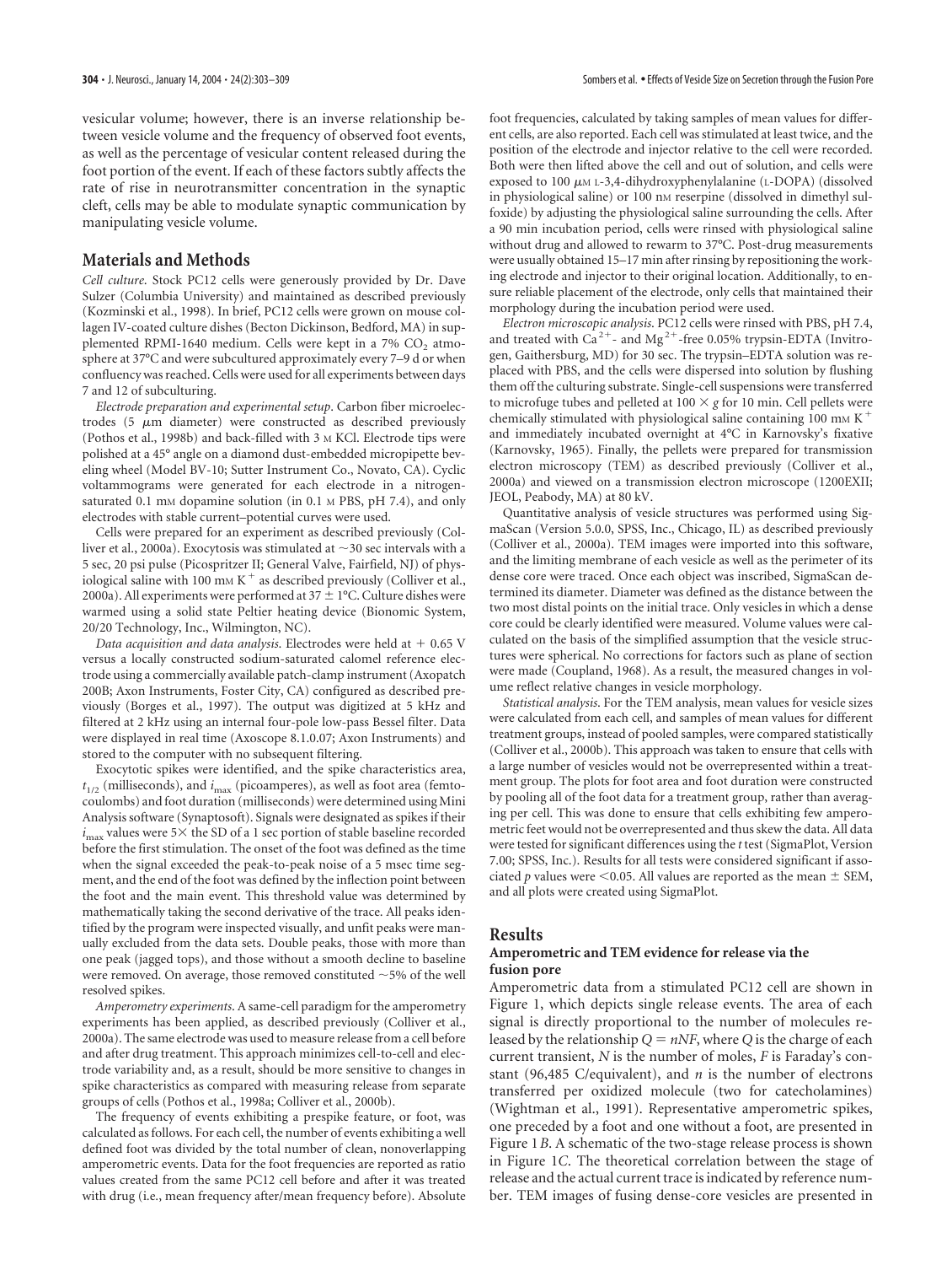vesicular volume; however, there is an inverse relationship between vesicle volume and the frequency of observed foot events, as well as the percentage of vesicular content released during the foot portion of the event. If each of these factors subtly affects the rate of rise in neurotransmitter concentration in the synaptic cleft, cells may be able to modulate synaptic communication by manipulating vesicle volume.

## Materials and Methods

*Cell culture.* Stock PC12 cells were generously provided by Dr. Dave Sulzer (Columbia University) and maintained as described previously (Kozminski et al., 1998). In brief, PC12 cells were grown on mouse collagen IV-coated culture dishes (Becton Dickinson, Bedford, MA) in supplemented RPMI-1640 medium. Cells were kept in a 7% $CO_2$ atmosphere at 37°C and were subcultured approximately every 7–9 d or when confluency was reached. Cells were used for all experiments between days 7 and 12 of subculturing.

*Electrode preparation and experimental setup.* Carbon fiber microelectrodes (5 μm diameter) were constructed as described previously (Pothos et al., 1998b) and back-filled with 3 M KCl. Electrode tips were polished at a 45° angle on a diamond dust-embedded micropipette beveling wheel (Model BV-10; Sutter Instrument Co., Novato, CA). Cyclic voltammograms were generated for each electrode in a nitrogen-saturated 0.1 mM dopamine solution (in 0.1 M PBS, pH 7.4), and only electrodes with stable current–potential curves were used.

Cells were prepared for an experiment as described previously (Colliver et al., 2000a). Exocytosis was stimulated at ~30 sec intervals with a 5 sec, 20 psi pulse (Picospritzer II; General Valve, Fairfield, NJ) of physiological saline with 100 mM $K^+$ as described previously (Colliver et al., 2000a). All experiments were performed at 37 ± 1°C. Culture dishes were warmed using a solid state Peltier heating device (Bionomic System, 20/20 Technology, Inc., Wilmington, NC).

*Data acquisition and data analysis.* Electrodes were held at + 0.65 V versus a locally constructed sodium-saturated calomel reference electrode using a commercially available patch-clamp instrument (Axopatch 200B; Axon Instruments, Foster City, CA) configured as described previously (Borges et al., 1997). The output was digitized at 5 kHz and filtered at 2 kHz using an internal four-pole low-pass Bessel filter. Data were displayed in real time (Axoscope 8.1.0.07; Axon Instruments) and stored to the computer with no subsequent filtering.

Exocytotic spikes were identified, and the spike characteristics area, $t_{1/2}$ (milliseconds), and $i_{max}$ (picoamperes), as well as foot area (femtocoulombs) and foot duration (milliseconds) were determined using Mini Analysis software (Synaptosoft). Signals were designated as spikes if their $i_{max}$ values were 5× the SD of a 1 sec portion of stable baseline recorded before the first stimulation. The onset of the foot was defined as the time when the signal exceeded the peak-to-peak noise of a 5 msec time segment, and the end of the foot was defined by the inflection point between the foot and the main event. This threshold value was determined by mathematically taking the second derivative of the trace. All peaks identified by the program were inspected visually, and unfit peaks were manually excluded from the data sets. Double peaks, those with more than one peak (jagged tops), and those without a smooth decline to baseline were removed. On average, those removed constituted ~5% of the well resolved spikes.

*Amperometry experiments.* A same-cell paradigm for the amperometry experiments has been applied, as described previously (Colliver et al., 2000a). The same electrode was used to measure release from a cell before and after drug treatment. This approach minimizes cell-to-cell and electrode variability and, as a result, should be more sensitive to changes in spike characteristics as compared with measuring release from separate groups of cells (Pothos et al., 1998a; Colliver et al., 2000b).

The frequency of events exhibiting a prespike feature, or foot, was calculated as follows. For each cell, the number of events exhibiting a well defined foot was divided by the total number of clean, nonoverlapping amperometric events. Data for the foot frequencies are reported as ratio values created from the same PC12 cell before and after it was treated with drug (i.e., mean frequency after/mean frequency before). Absolute foot frequencies, calculated by taking samples of mean values for different cells, are also reported. Each cell was stimulated at least twice, and the position of the electrode and injector relative to the cell were recorded. Both were then lifted above the cell and out of solution, and cells were exposed to 100 μM L-3,4-dihydroxyphenylalanine (L-DOPA) (dissolved in physiological saline) or 100 nM reserpine (dissolved in dimethyl sulfoxide) by adjusting the physiological saline surrounding the cells. After a 90 min incubation period, cells were rinsed with physiological saline without drug and allowed to rewarm to 37°C. Post-drug measurements were usually obtained 15–17 min after rinsing by repositioning the working electrode and injector to their original location. Additionally, to ensure reliable placement of the electrode, only cells that maintained their morphology during the incubation period were used.

*Electron microscopic analysis.* PC12 cells were rinsed with PBS, pH 7.4, and treated with $Ca^{2+}$- and $Mg^{2+}$-free 0.05% trypsin-EDTA (Invitrogen, Gaithersburg, MD) for 30 sec. The trypsin–EDTA solution was replaced with PBS, and the cells were dispersed into solution by flushing them off the culturing substrate. Single-cell suspensions were transferred to microfuge tubes and pelleted at 100 × *g* for 10 min. Cell pellets were chemically stimulated with physiological saline containing 100 mM $K^+$ and immediately incubated overnight at 4°C in Karnovsky's fixative (Karnovsky, 1965). Finally, the pellets were prepared for transmission electron microscopy (TEM) as described previously (Colliver et al., 2000a) and viewed on a transmission electron microscope (1200EXII; JEOL, Peabody, MA) at 80 kV.

Quantitative analysis of vesicle structures was performed using SigmaScan (Version 5.0.0, SPSS, Inc., Chicago, IL) as described previously (Colliver et al., 2000a). TEM images were imported into this software, and the limiting membrane of each vesicle as well as the perimeter of its dense core were traced. Once each object was inscribed, SigmaScan determined its diameter. Diameter was defined as the distance between the two most distal points on the initial trace. Only vesicles in which a dense core could be clearly identified were measured. Volume values were calculated on the basis of the simplified assumption that the vesicle structures were spherical. No corrections for factors such as plane of section were made (Coupland, 1968). As a result, the measured changes in volume reflect relative changes in vesicle morphology.

*Statistical analysis.* For the TEM analysis, mean values for vesicle sizes were calculated from each cell, and samples of mean values for different treatment groups, instead of pooled samples, were compared statistically (Colliver et al., 2000b). This approach was taken to ensure that cells with a large number of vesicles would not be overrepresented within a treatment group. The plots for foot area and foot duration were constructed by pooling all of the foot data for a treatment group, rather than averaging per cell. This was done to ensure that cells exhibiting few amperometric feet would not be overrepresented and thus skew the data. All data were tested for significant differences using the *t* test (SigmaPlot, Version 7.00; SPSS, Inc.). Results for all tests were considered significant if associated *p* values were <0.05. All values are reported as the mean ± SEM, and all plots were created using SigmaPlot.

## Results

### Amperometric and TEM evidence for release via the fusion pore

Amperometric data from a stimulated PC12 cell are shown in Figure 1, which depicts single release events. The area of each signal is directly proportional to the number of molecules released by the relationship $Q = nNF$, where $Q$ is the charge of each current transient, $N$ is the number of moles, $F$ is Faraday's constant (96,485 C/equivalent), and $n$ is the number of electrons transferred per oxidized molecule (two for catecholamines) (Wightman et al., 1991). Representative amperometric spikes, one preceded by a foot and one without a foot, are presented in Figure 1*B*. A schematic of the two-stage release process is shown in Figure 1*C*. The theoretical correlation between the stage of release and the actual current trace is indicated by reference number. TEM images of fusing dense-core vesicles are presented in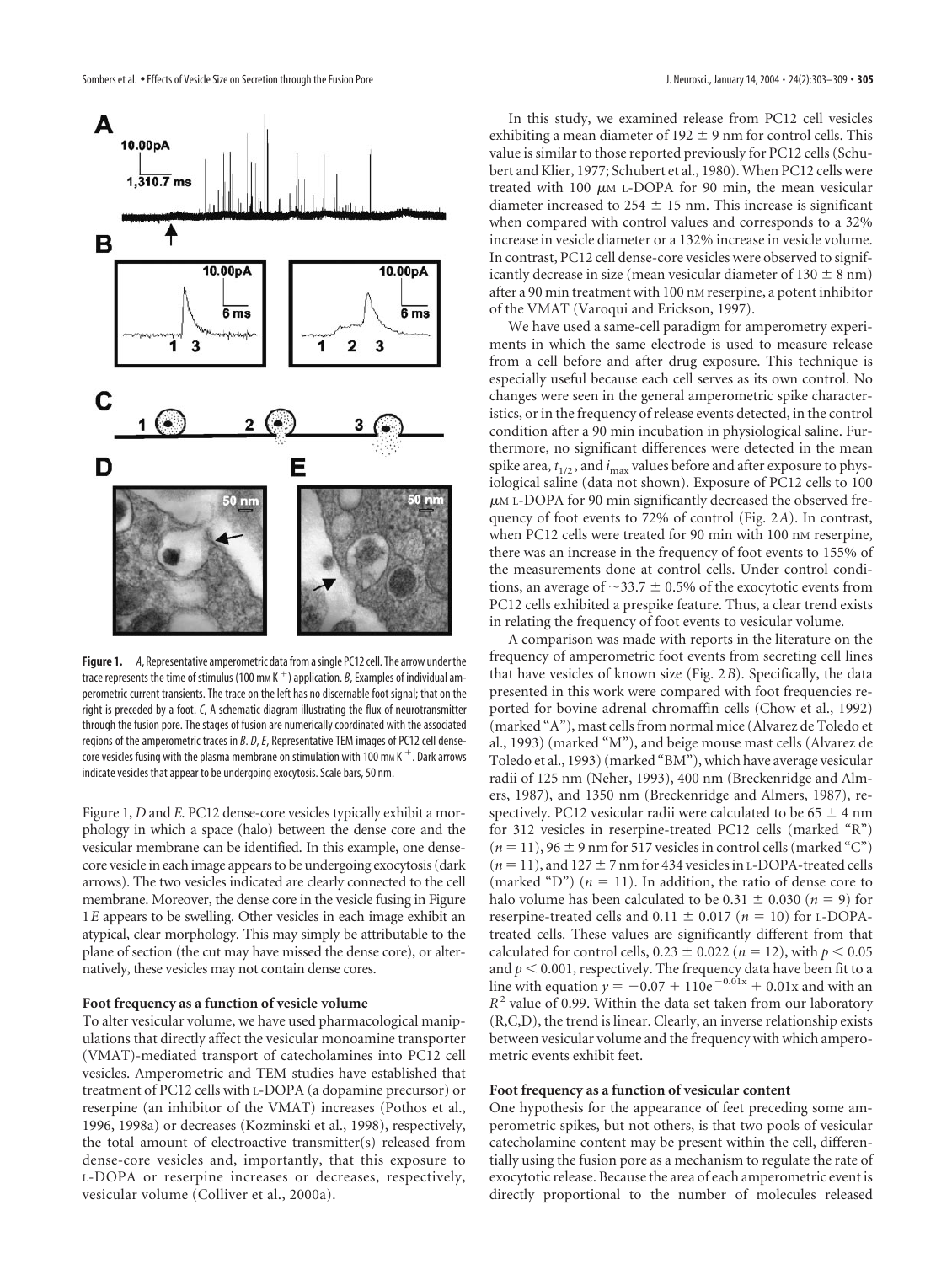**Figure 1.** *A*, Representative amperometric data from a single PC12 cell. The arrow under the trace represents the time of stimulus (100 mM $K^+$) application. *B*, Examples of individual amperometric current transients. The trace on the left has no discernable foot signal; that on the right is preceded by a foot. *C*, A schematic diagram illustrating the flux of neurotransmitter through the fusion pore. The stages of fusion are numerically coordinated with the associated regions of the amperometric traces in *B*. *D*, *E*, Representative TEM images of PC12 cell dense-core vesicles fusing with the plasma membrane on stimulation with 100 mM $K^+$. Dark arrows indicate vesicles that appear to be undergoing exocytosis. Scale bars, 50 nm.

Figure 1, *D* and *E*. PC12 dense-core vesicles typically exhibit a morphology in which a space (halo) between the dense core and the vesicular membrane can be identified. In this example, one dense-core vesicle in each image appears to be undergoing exocytosis (dark arrows). The two vesicles indicated are clearly connected to the cell membrane. Moreover, the dense core in the vesicle fusing in Figure 1*E* appears to be swelling. Other vesicles in each image exhibit an atypical, clear morphology. This may simply be attributable to the plane of section (the cut may have missed the dense core), or alternatively, these vesicles may not contain dense cores.

### Foot frequency as a function of vesicle volume

To alter vesicular volume, we have used pharmacological manipulations that directly affect the vesicular monoamine transporter (VMAT)-mediated transport of catecholamines into PC12 cell vesicles. Amperometric and TEM studies have established that treatment of PC12 cells with L-DOPA (a dopamine precursor) or reserpine (an inhibitor of the VMAT) increases (Pothos et al., 1996, 1998a) or decreases (Kozminski et al., 1998), respectively, the total amount of electroactive transmitter(s) released from dense-core vesicles and, importantly, that this exposure to L-DOPA or reserpine increases or decreases, respectively, vesicular volume (Colliver et al., 2000a).

In this study, we examined release from PC12 cell vesicles exhibiting a mean diameter of 192 ± 9 nm for control cells. This value is similar to those reported previously for PC12 cells (Schubert and Klier, 1977; Schubert et al., 1980). When PC12 cells were treated with 100 μM L-DOPA for 90 min, the mean vesicular diameter increased to 254 ± 15 nm. This increase is significant when compared with control values and corresponds to a 32% increase in vesicle diameter or a 132% increase in vesicle volume. In contrast, PC12 cell dense-core vesicles were observed to significantly decrease in size (mean vesicular diameter of 130 ± 8 nm) after a 90 min treatment with 100 nM reserpine, a potent inhibitor of the VMAT (Varoqui and Erickson, 1997).

We have used a same-cell paradigm for amperometry experiments in which the same electrode is used to measure release from a cell before and after drug exposure. This technique is especially useful because each cell serves as its own control. No changes were seen in the general amperometric spike characteristics, or in the frequency of release events detected, in the control condition after a 90 min incubation in physiological saline. Furthermore, no significant differences were detected in the mean spike area, $t_{1/2}$, and $i_{max}$ values before and after exposure to physiological saline (data not shown). Exposure of PC12 cells to 100 μM L-DOPA for 90 min significantly decreased the observed frequency of foot events to 72% of control (Fig. 2*A*). In contrast, when PC12 cells were treated for 90 min with 100 nM reserpine, there was an increase in the frequency of foot events to 155% of the measurements done at control cells. Under control conditions, an average of ~33.7 ± 0.5% of the exocytotic events from PC12 cells exhibited a prespike feature. Thus, a clear trend exists in relating the frequency of foot events to vesicular volume.

A comparison was made with reports in the literature on the frequency of amperometric foot events from secreting cell lines that have vesicles of known size (Fig. 2*B*). Specifically, the data presented in this work were compared with foot frequencies reported for bovine adrenal chromaffin cells (Chow et al., 1992) (marked "A"), mast cells from normal mice (Alvarez de Toledo et al., 1993) (marked "M"), and beige mouse mast cells (Alvarez de Toledo et al., 1993) (marked "BM"), which have average vesicular radii of 125 nm (Neher, 1993), 400 nm (Breckenridge and Almers, 1987), and 1350 nm (Breckenridge and Almers, 1987), respectively. PC12 vesicular radii were calculated to be 65 ± 4 nm for 312 vesicles in reserpine-treated PC12 cells (marked "R") ($n = 11$), 96 ± 9 nm for 517 vesicles in control cells (marked "C") ($n = 11$), and 127 ± 7 nm for 434 vesicles in L-DOPA-treated cells (marked "D") ($n = 11$). In addition, the ratio of dense core to halo volume has been calculated to be 0.31 ± 0.030 ($n = 9$) for reserpine-treated cells and 0.11 ± 0.017 ($n = 10$) for L-DOPA-treated cells. These values are significantly different from that calculated for control cells, 0.23 ± 0.022 ($n = 12$), with $p < 0.05$ and $p < 0.001$, respectively. The frequency data have been fit to a line with equation $y = -0.07 + 110e^{-0.01x} + 0.01x$ and with an $R^2$ value of 0.99. Within the data set taken from our laboratory (R,C,D), the trend is linear. Clearly, an inverse relationship exists between vesicular volume and the frequency with which amperometric events exhibit feet.

### Foot frequency as a function of vesicular content

One hypothesis for the appearance of feet preceding some amperometric spikes, but not others, is that two pools of vesicular catecholamine content may be present within the cell, differentially using the fusion pore as a mechanism to regulate the rate of exocytotic release. Because the area of each amperometric event is directly proportional to the number of molecules released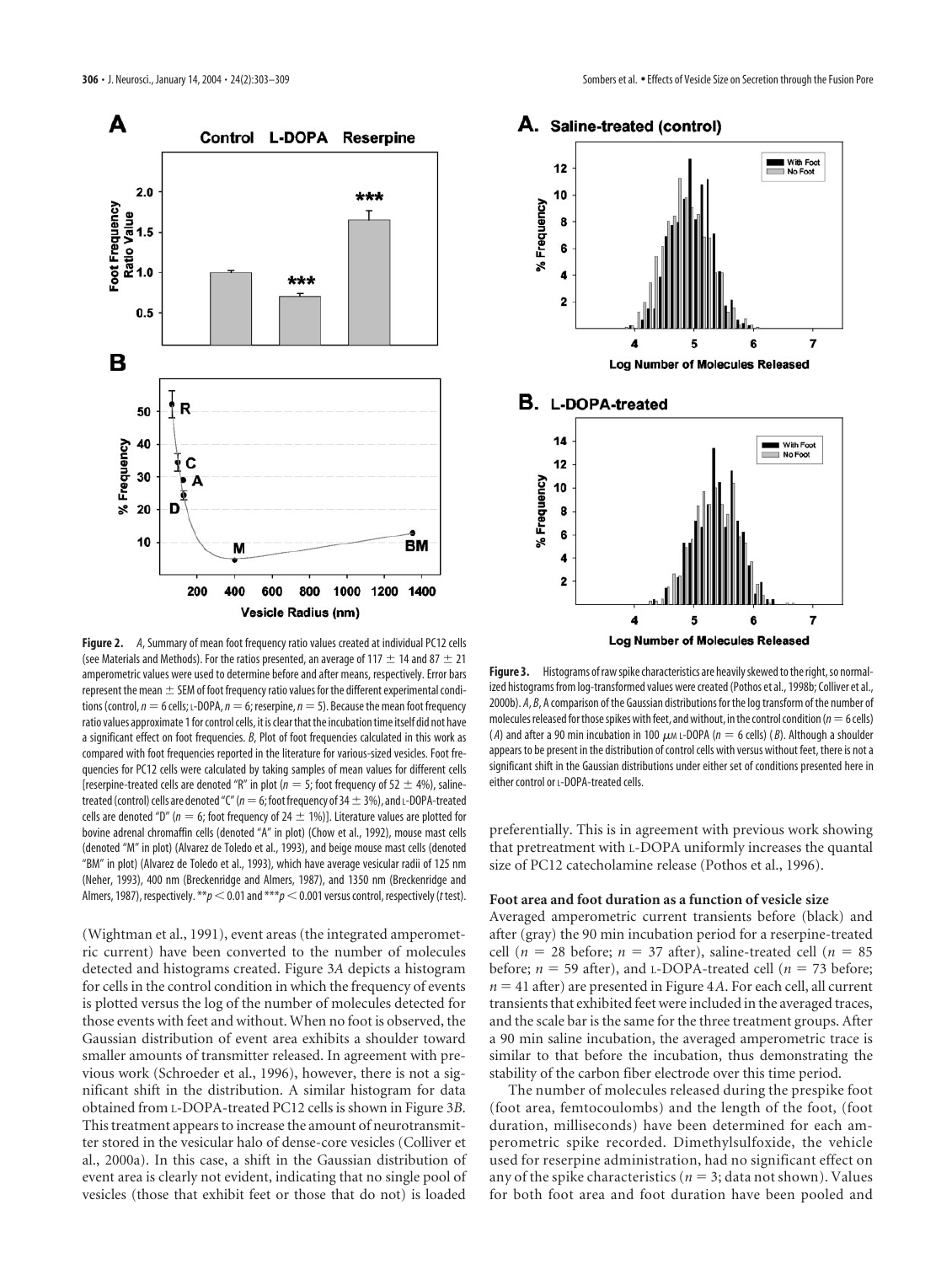**Figure 2.** *A*, Summary of mean foot frequency ratio values created at individual PC12 cells (see Materials and Methods). For the ratios presented, an average of 117 ± 14 and 87 ± 21 amperometric values were used to determine before and after means, respectively. Error bars represent the mean ± SEM of foot frequency ratio values for the different experimental conditions (control, $n = 6$ cells; L-DOPA, $n = 6$; reserpine, $n = 5$). Because the mean foot frequency ratio values approximate 1 for control cells, it is clear that the incubation time itself did not have a significant effect on foot frequencies. *B*, Plot of foot frequencies calculated in this work as compared with foot frequencies reported in the literature for various-sized vesicles. Foot frequencies for PC12 cells were calculated by taking samples of mean values for different cells [reserpine-treated cells are denoted "R" in plot ($n = 5$; foot frequency of 52 ± 4%), saline-treated (control) cells are denoted "C" ($n = 6$; foot frequency of 34 ± 3%), and L-DOPA-treated cells are denoted "D" ($n = 6$; foot frequency of 24 ± 1%)]. Literature values are plotted for bovine adrenal chromaffin cells (denoted "A" in plot) (Chow et al., 1992), mouse mast cells (denoted "M" in plot) (Alvarez de Toledo et al., 1993), and beige mouse mast cells (denoted "BM" in plot) (Alvarez de Toledo et al., 1993), which have average vesicular radii of 125 nm (Neher, 1993), 400 nm (Breckenridge and Almers, 1987), and 1350 nm (Breckenridge and Almers, 1987), respectively. $^{**}p < 0.01$ and $^{***}p < 0.001$ versus control, respectively (*t* test).

**Figure 3.** Histograms of raw spike characteristics are heavily skewed to the right, so normalized histograms from log-transformed values were created (Pothos et al., 1998b; Colliver et al., 2000b). *A*, *B*, A comparison of the Gaussian distributions for the log transform of the number of molecules released for those spikes with feet, and without, in the control condition ($n = 6$ cells) (*A*) and after a 90 min incubation in 100 μM L-DOPA ($n = 6$ cells) (*B*). Although a shoulder appears to be present in the distribution of control cells with versus without feet, there is not a significant shift in the Gaussian distributions under either set of conditions presented here in either control or L-DOPA-treated cells.

(Wightman et al., 1991), event areas (the integrated amperometric current) have been converted to the number of molecules detected and histograms created. Figure 3*A* depicts a histogram for cells in the control condition in which the frequency of events is plotted versus the log of the number of molecules detected for those events with feet and without. When no foot is observed, the Gaussian distribution of event area exhibits a shoulder toward smaller amounts of transmitter released. In agreement with previous work (Schroeder et al., 1996), however, there is not a significant shift in the distribution. A similar histogram for data obtained from L-DOPA-treated PC12 cells is shown in Figure 3*B*. This treatment appears to increase the amount of neurotransmitter stored in the vesicular halo of dense-core vesicles (Colliver et al., 2000a). In this case, a shift in the Gaussian distribution of event area is clearly not evident, indicating that no single pool of vesicles (those that exhibit feet or those that do not) is loaded preferentially. This is in agreement with previous work showing that pretreatment with L-DOPA uniformly increases the quantal size of PC12 catecholamine release (Pothos et al., 1996).

### Foot area and foot duration as a function of vesicle size

Averaged amperometric current transients before (black) and after (gray) the 90 min incubation period for a reserpine-treated cell ($n = 28$ before; $n = 37$ after), saline-treated cell ($n = 85$ before; $n = 59$ after), and L-DOPA-treated cell ($n = 73$ before; $n = 41$ after) are presented in Figure 4*A*. For each cell, all current transients that exhibited feet were included in the averaged traces, and the scale bar is the same for the three treatment groups. After a 90 min saline incubation, the averaged amperometric trace is similar to that before the incubation, thus demonstrating the stability of the carbon fiber electrode over this time period.

The number of molecules released during the prespike foot (foot area, femtocoulombs) and the length of the foot, (foot duration, milliseconds) have been determined for each amperometric spike recorded. Dimethylsulfoxide, the vehicle used for reserpine administration, had no significant effect on any of the spike characteristics ($n = 3$; data not shown). Values for both foot area and foot duration have been pooled and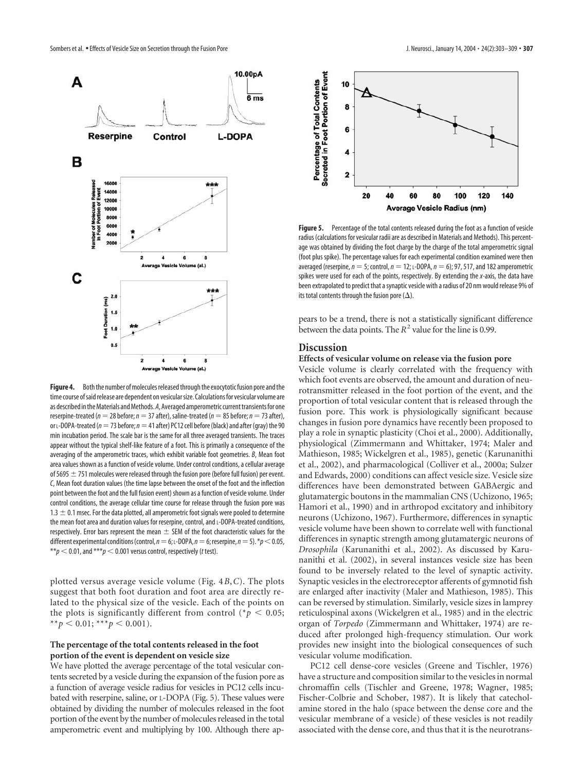**Figure 4.** Both the number of molecules released through the exocytotic fusion pore and the time course of said release are dependent on vesicular size. Calculations for vesicular volume are as described in the Materials and Methods. *A*, Averaged amperometric current transients for one reserpine-treated ($n = 28$ before; $n = 37$ after), saline-treated ($n = 85$ before; $n = 73$ after), or L-DOPA-treated ($n = 73$ before; $n = 41$ after) PC12 cell before (black) and after (gray) the 90 min incubation period. The scale bar is the same for all three averaged transients. The traces appear without the typical shelf-like feature of a foot. This is primarily a consequence of the averaging of the amperometric traces, which exhibit variable foot geometries. *B*, Mean foot area values shown as a function of vesicle volume. Under control conditions, a cellular average of 5695 ± 751 molecules were released through the fusion pore (before full fusion) per event. *C*, Mean foot duration values (the time lapse between the onset of the foot and the inflection point between the foot and the full fusion event) shown as a function of vesicle volume. Under control conditions, the average cellular time course for release through the fusion pore was 1.3 ± 0.1 msec. For the data plotted, all amperometric foot signals were pooled to determine the mean foot area and duration values for reserpine, control, and L-DOPA-treated conditions, respectively. Error bars represent the mean ± SEM of the foot characteristic values for the different experimental conditions (control, $n = 6$; L-DOPA, $n = 6$; reserpine, $n = 5$). $^{*}p < 0.05$, $^{**}p < 0.01$, and $^{***}p < 0.001$ versus control, respectively (*t* test).

plotted versus average vesicle volume (Fig. 4*B*,*C*). The plots suggest that both foot duration and foot area are directly related to the physical size of the vesicle. Each of the points on the plots is significantly different from control ($^{*}p < 0.05$; $^{**}p < 0.01$; $^{***}p < 0.001$).

### The percentage of the total contents released in the foot portion of the event is dependent on vesicle size

We have plotted the average percentage of the total vesicular contents secreted by a vesicle during the expansion of the fusion pore as a function of average vesicle radius for vesicles in PC12 cells incubated with reserpine, saline, or L-DOPA (Fig. 5). These values were obtained by dividing the number of molecules released in the foot portion of the event by the number of molecules released in the total amperometric event and multiplying by 100. Although there appears to be a trend, there is not a statistically significant difference between the data points. The $R^2$ value for the line is 0.99.

**Figure 5.** Percentage of the total contents released during the foot as a function of vesicle radius (calculations for vesicular radii are as described in Materials and Methods). This percentage was obtained by dividing the foot charge by the charge of the total amperometric signal (foot plus spike). The percentage values for each experimental condition examined were then averaged (reserpine, $n = 5$; control, $n = 12$; L-DOPA, $n = 6$); 97, 517, and 182 amperometric spikes were used for each of the points, respectively. By extending the *x*-axis, the data have been extrapolated to predict that a synaptic vesicle with a radius of 20 nm would release 9% of its total contents through the fusion pore (Δ).

## Discussion

### Effects of vesicular volume on release via the fusion pore

Vesicle volume is clearly correlated with the frequency with which foot events are observed, the amount and duration of neurotransmitter released in the foot portion of the event, and the proportion of total vesicular content that is released through the fusion pore. This work is physiologically significant because changes in fusion pore dynamics have recently been proposed to play a role in synaptic plasticity (Choi et al., 2000). Additionally, physiological (Zimmermann and Whittaker, 1974; Maler and Mathieson, 1985; Wickelgren et al., 1985), genetic (Karunanithi et al., 2002), and pharmacological (Colliver et al., 2000a; Sulzer and Edwards, 2000) conditions can affect vesicle size. Vesicle size differences have been demonstrated between GABAergic and glutamatergic boutons in the mammalian CNS (Uchizono, 1965; Hamori et al., 1990) and in arthropod excitatory and inhibitory neurons (Uchizono, 1967). Furthermore, differences in synaptic vesicle volume have been shown to correlate well with functional differences in synaptic strength among glutamatergic neurons of *Drosophila* (Karunanithi et al., 2002). As discussed by Karunanithi et al. (2002), in several instances vesicle size has been found to be inversely related to the level of synaptic activity. Synaptic vesicles in the electroreceptor afferents of gymnotid fish are enlarged after inactivity (Maler and Mathieson, 1985). This can be reversed by stimulation. Similarly, vesicle sizes in lamprey reticulospinal axons (Wickelgren et al., 1985) and in the electric organ of *Torpedo* (Zimmermann and Whittaker, 1974) are reduced after prolonged high-frequency stimulation. Our work provides new insight into the biological consequences of such vesicular volume modification.

PC12 cell dense-core vesicles (Greene and Tischler, 1976) have a structure and composition similar to the vesicles in normal chromaffin cells (Tischler and Greene, 1978; Wagner, 1985; Fischer-Colbrie and Schober, 1987). It is likely that catecholamine stored in the halo (space between the dense core and the vesicular membrane of a vesicle) of these vesicles is not readily associated with the dense core, and thus that it is the neurotrans-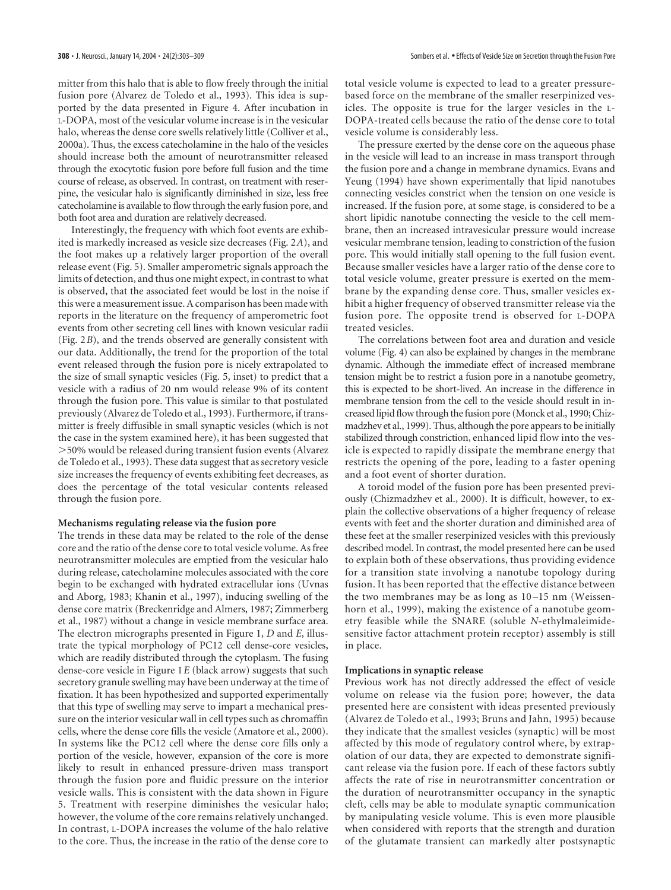mitter from this halo that is able to flow freely through the initial fusion pore (Alvarez de Toledo et al., 1993). This idea is supported by the data presented in Figure 4. After incubation in L-DOPA, most of the vesicular volume increase is in the vesicular halo, whereas the dense core swells relatively little (Colliver et al., 2000a). Thus, the excess catecholamine in the halo of the vesicles should increase both the amount of neurotransmitter released through the exocytotic fusion pore before full fusion and the time course of release, as observed. In contrast, on treatment with reserpine, the vesicular halo is significantly diminished in size, less free catecholamine is available to flow through the early fusion pore, and both foot area and duration are relatively decreased.

Interestingly, the frequency with which foot events are exhibited is markedly increased as vesicle size decreases (Fig. 2*A*), and the foot makes up a relatively larger proportion of the overall release event (Fig. 5). Smaller amperometric signals approach the limits of detection, and thus one might expect, in contrast to what is observed, that the associated feet would be lost in the noise if this were a measurement issue. A comparison has been made with reports in the literature on the frequency of amperometric foot events from other secreting cell lines with known vesicular radii (Fig. 2*B*), and the trends observed are generally consistent with our data. Additionally, the trend for the proportion of the total event released through the fusion pore is nicely extrapolated to the size of small synaptic vesicles (Fig. 5, inset) to predict that a vesicle with a radius of 20 nm would release 9% of its content through the fusion pore. This value is similar to that postulated previously (Alvarez de Toledo et al., 1993). Furthermore, if transmitter is freely diffusible in small synaptic vesicles (which is not the case in the system examined here), it has been suggested that >50% would be released during transient fusion events (Alvarez de Toledo et al., 1993). These data suggest that as secretory vesicle size increases the frequency of events exhibiting feet decreases, as does the percentage of the total vesicular contents released through the fusion pore.

### Mechanisms regulating release via the fusion pore

The trends in these data may be related to the role of the dense core and the ratio of the dense core to total vesicle volume. As free neurotransmitter molecules are emptied from the vesicular halo during release, catecholamine molecules associated with the core begin to be exchanged with hydrated extracellular ions (Uvnas and Aborg, 1983; Khanin et al., 1997), inducing swelling of the dense core matrix (Breckenridge and Almers, 1987; Zimmerberg et al., 1987) without a change in vesicle membrane surface area. The electron micrographs presented in Figure 1, *D* and *E*, illustrate the typical morphology of PC12 cell dense-core vesicles, which are readily distributed through the cytoplasm. The fusing dense-core vesicle in Figure 1*E* (black arrow) suggests that such secretory granule swelling may have been underway at the time of fixation. It has been hypothesized and supported experimentally that this type of swelling may serve to impart a mechanical pressure on the interior vesicular wall in cell types such as chromaffin cells, where the dense core fills the vesicle (Amatore et al., 2000). In systems like the PC12 cell where the dense core fills only a portion of the vesicle, however, expansion of the core is more likely to result in enhanced pressure-driven mass transport through the fusion pore and fluidic pressure on the interior vesicle walls. This is consistent with the data shown in Figure 5. Treatment with reserpine diminishes the vesicular halo; however, the volume of the core remains relatively unchanged. In contrast, L-DOPA increases the volume of the halo relative to the core. Thus, the increase in the ratio of the dense core to total vesicle volume is expected to lead to a greater pressure-based force on the membrane of the smaller reserpinized vesicles. The opposite is true for the larger vesicles in the L-DOPA-treated cells because the ratio of the dense core to total vesicle volume is considerably less.

The pressure exerted by the dense core on the aqueous phase in the vesicle will lead to an increase in mass transport through the fusion pore and a change in membrane dynamics. Evans and Yeung (1994) have shown experimentally that lipid nanotubes connecting vesicles constrict when the tension on one vesicle is increased. If the fusion pore, at some stage, is considered to be a short lipidic nanotube connecting the vesicle to the cell membrane, then an increased intravesicular pressure would increase vesicular membrane tension, leading to constriction of the fusion pore. This would initially stall opening to the full fusion event. Because smaller vesicles have a larger ratio of the dense core to total vesicle volume, greater pressure is exerted on the membrane by the expanding dense core. Thus, smaller vesicles exhibit a higher frequency of observed transmitter release via the fusion pore. The opposite trend is observed for L-DOPA treated vesicles.

The correlations between foot area and duration and vesicle volume (Fig. 4) can also be explained by changes in the membrane dynamic. Although the immediate effect of increased membrane tension might be to restrict a fusion pore in a nanotube geometry, this is expected to be short-lived. An increase in the difference in membrane tension from the cell to the vesicle should result in increased lipid flow through the fusion pore (Monck et al., 1990; Chizmadzhev et al., 1999). Thus, although the pore appears to be initially stabilized through constriction, enhanced lipid flow into the vesicle is expected to rapidly dissipate the membrane energy that restricts the opening of the pore, leading to a faster opening and a foot event of shorter duration.

A toroid model of the fusion pore has been presented previously (Chizmadzhev et al., 2000). It is difficult, however, to explain the collective observations of a higher frequency of release events with feet and the shorter duration and diminished area of these feet at the smaller reserpinized vesicles with this previously described model. In contrast, the model presented here can be used to explain both of these observations, thus providing evidence for a transition state involving a nanotube topology during fusion. It has been reported that the effective distance between the two membranes may be as long as 10–15 nm (Weissenhorn et al., 1999), making the existence of a nanotube geometry feasible while the SNARE (soluble *N*-ethylmaleimide-sensitive factor attachment protein receptor) assembly is still in place.

### Implications in synaptic release

Previous work has not directly addressed the effect of vesicle volume on release via the fusion pore; however, the data presented here are consistent with ideas presented previously (Alvarez de Toledo et al., 1993; Bruns and Jahn, 1995) because they indicate that the smallest vesicles (synaptic) will be most affected by this mode of regulatory control where, by extrapolation of our data, they are expected to demonstrate significant release via the fusion pore. If each of these factors subtly affects the rate of rise in neurotransmitter concentration or the duration of neurotransmitter occupancy in the synaptic cleft, cells may be able to modulate synaptic communication by manipulating vesicle volume. This is even more plausible when considered with reports that the strength and duration of the glutamate transient can markedly alter postsynaptic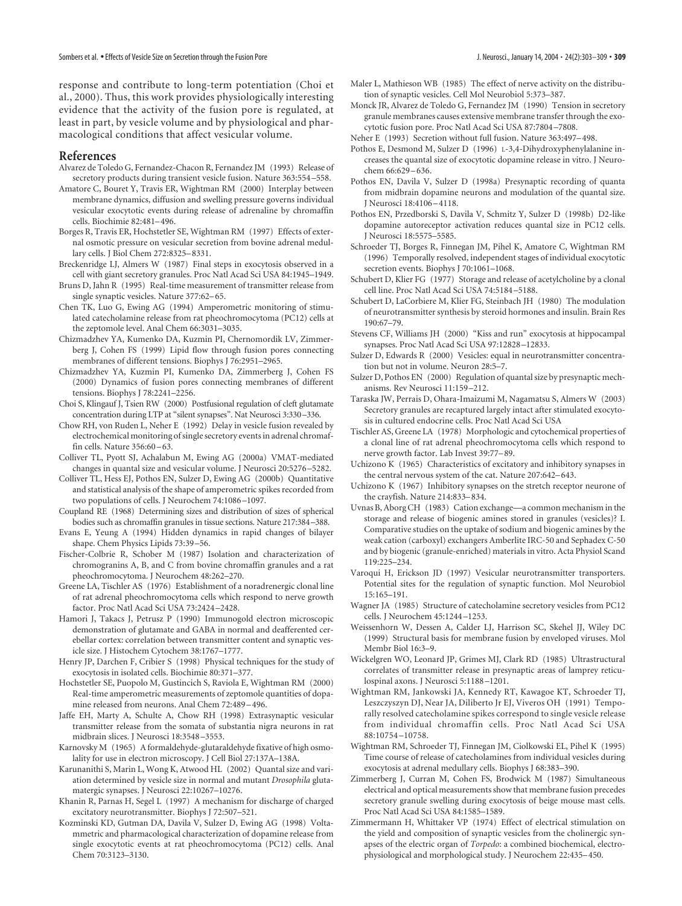response and contribute to long-term potentiation (Choi et al., 2000). Thus, this work provides physiologically interesting evidence that the activity of the fusion pore is regulated, at least in part, by vesicle volume and by physiological and pharmacological conditions that affect vesicular volume.

## References

Alvarez de Toledo G, Fernandez-Chacon R, Fernandez JM (1993) Release of secretory products during transient vesicle fusion. Nature 363:554–558.

Amatore C, Bouret Y, Travis ER, Wightman RM (2000) Interplay between membrane dynamics, diffusion and swelling pressure governs individual vesicular exocytotic events during release of adrenaline by chromaffin cells. Biochimie 82:481–496.

Borges R, Travis ER, Hochstetler SE, Wightman RM (1997) Effects of external osmotic pressure on vesicular secretion from bovine adrenal medullary cells. J Biol Chem 272:8325–8331.

Breckenridge LJ, Almers W (1987) Final steps in exocytosis observed in a cell with giant secretory granules. Proc Natl Acad Sci USA 84:1945–1949.

Bruns D, Jahn R (1995) Real-time measurement of transmitter release from single synaptic vesicles. Nature 377:62–65.

Chen TK, Luo G, Ewing AG (1994) Amperometric monitoring of stimulated catecholamine release from rat pheochromocytoma (PC12) cells at the zeptomole level. Anal Chem 66:3031–3035.

Chizmadzhev YA, Kumenko DA, Kuzmin PI, Chernomordik LV, Zimmerberg J, Cohen FS (1999) Lipid flow through fusion pores connecting membranes of different tensions. Biophys J 76:2951–2965.

Chizmadzhev YA, Kuzmin PI, Kumenko DA, Zimmerberg J, Cohen FS (2000) Dynamics of fusion pores connecting membranes of different tensions. Biophys J 78:2241–2256.

Choi S, Klingauf J, Tsien RW (2000) Postfusional regulation of cleft glutamate concentration during LTP at "silent synapses". Nat Neurosci 3:330–336.

Chow RH, von Ruden L, Neher E (1992) Delay in vesicle fusion revealed by electrochemical monitoring of single secretory events in adrenal chromaffin cells. Nature 356:60–63.

Colliver TL, Pyott SJ, Achalabun M, Ewing AG (2000a) VMAT-mediated changes in quantal size and vesicular volume. J Neurosci 20:5276–5282.

Colliver TL, Hess EJ, Pothos EN, Sulzer D, Ewing AG (2000b) Quantitative and statistical analysis of the shape of amperometric spikes recorded from two populations of cells. J Neurochem 74:1086–1097.

Coupland RE (1968) Determining sizes and distribution of sizes of spherical bodies such as chromaffin granules in tissue sections. Nature 217:384–388.

Evans E, Yeung A (1994) Hidden dynamics in rapid changes of bilayer shape. Chem Physics Lipids 73:39–56.

Fischer-Colbrie R, Schober M (1987) Isolation and characterization of chromogranins A, B, and C from bovine chromaffin granules and a rat pheochromocytoma. J Neurochem 48:262–270.

Greene LA, Tischler AS (1976) Establishment of a noradrenergic clonal line of rat adrenal pheochromocytoma cells which respond to nerve growth factor. Proc Natl Acad Sci USA 73:2424–2428.

Hamori J, Takacs J, Petrusz P (1990) Immunogold electron microscopic demonstration of glutamate and GABA in normal and deafferented cerebellar cortex: correlation between transmitter content and synaptic vesicle size. J Histochem Cytochem 38:1767–1777.

Henry JP, Darchen F, Cribier S (1998) Physical techniques for the study of exocytosis in isolated cells. Biochimie 80:371–377.

Hochstetler SE, Puopolo M, Gustincich S, Raviola E, Wightman RM (2000) Real-time amperometric measurements of zeptomole quantities of dopamine released from neurons. Anal Chem 72:489–496.

Jaffe EH, Marty A, Schulte A, Chow RH (1998) Extrasynaptic vesicular transmitter release from the somata of substantia nigra neurons in rat midbrain slices. J Neurosci 18:3548–3553.

Karnovsky M (1965) A formaldehyde-glutaraldehyde fixative of high osmolality for use in electron microscopy. J Cell Biol 27:137A–138A.

Karunanithi S, Marin L, Wong K, Atwood HL (2002) Quantal size and variation determined by vesicle size in normal and mutant *Drosophila* glutamatergic synapses. J Neurosci 22:10267–10276.

Khanin R, Parnas H, Segel L (1997) A mechanism for discharge of charged excitatory neurotransmitter. Biophys J 72:507–521.

Kozminski KD, Gutman DA, Davila V, Sulzer D, Ewing AG (1998) Voltammetric and pharmacological characterization of dopamine release from single exocytotic events at rat pheochromocytoma (PC12) cells. Anal Chem 70:3123–3130.

Maler L, Mathieson WB (1985) The effect of nerve activity on the distribution of synaptic vesicles. Cell Mol Neurobiol 5:373–387.

Monck JR, Alvarez de Toledo G, Fernandez JM (1990) Tension in secretory granule membranes causes extensive membrane transfer through the exocytotic fusion pore. Proc Natl Acad Sci USA 87:7804–7808.

Neher E (1993) Secretion without full fusion. Nature 363:497–498.

Pothos E, Desmond M, Sulzer D (1996) L-3,4-Dihydroxyphenylalanine increases the quantal size of exocytotic dopamine release in vitro. J Neurochem 66:629–636.

Pothos EN, Davila V, Sulzer D (1998a) Presynaptic recording of quanta from midbrain dopamine neurons and modulation of the quantal size. J Neurosci 18:4106–4118.

Pothos EN, Przedborski S, Davila V, Schmitz Y, Sulzer D (1998b) D2-like dopamine autoreceptor activation reduces quantal size in PC12 cells. J Neurosci 18:5575–5585.

Schroeder TJ, Borges R, Finnegan JM, Pihel K, Amatore C, Wightman RM (1996) Temporally resolved, independent stages of individual exocytotic secretion events. Biophys J 70:1061–1068.

Schubert D, Klier FG (1977) Storage and release of acetylcholine by a clonal cell line. Proc Natl Acad Sci USA 74:5184–5188.

Schubert D, LaCorbiere M, Klier FG, Steinbach JH (1980) The modulation of neurotransmitter synthesis by steroid hormones and insulin. Brain Res 190:67–79.

Stevens CF, Williams JH (2000) "Kiss and run" exocytosis at hippocampal synapses. Proc Natl Acad Sci USA 97:12828–12833.

Sulzer D, Edwards R (2000) Vesicles: equal in neurotransmitter concentration but not in volume. Neuron 28:5–7.

Sulzer D, Pothos EN (2000) Regulation of quantal size by presynaptic mechanisms. Rev Neurosci 11:159–212.

Taraska JW, Perrais D, Ohara-Imaizumi M, Nagamatsu S, Almers W (2003) Secretory granules are recaptured largely intact after stimulated exocytosis in cultured endocrine cells. Proc Natl Acad Sci USA

Tischler AS, Greene LA (1978) Morphologic and cytochemical properties of a clonal line of rat adrenal pheochromocytoma cells which respond to nerve growth factor. Lab Invest 39:77–89.

Uchizono K (1965) Characteristics of excitatory and inhibitory synapses in the central nervous system of the cat. Nature 207:642–643.

Uchizono K (1967) Inhibitory synapses on the stretch receptor neurone of the crayfish. Nature 214:833–834.

Uvnas B, Aborg CH (1983) Cation exchange—a common mechanism in the storage and release of biogenic amines stored in granules (vesicles)? I. Comparative studies on the uptake of sodium and biogenic amines by the weak cation (carboxyl) exchangers Amberlite IRC-50 and Sephadex C-50 and by biogenic (granule-enriched) materials in vitro. Acta Physiol Scand 119:225–234.

Varoqui H, Erickson JD (1997) Vesicular neurotransmitter transporters. Potential sites for the regulation of synaptic function. Mol Neurobiol 15:165–191.

Wagner JA (1985) Structure of catecholamine secretory vesicles from PC12 cells. J Neurochem 45:1244–1253.

Weissenhorn W, Dessen A, Calder LJ, Harrison SC, Skehel JJ, Wiley DC (1999) Structural basis for membrane fusion by enveloped viruses. Mol Membr Biol 16:3–9.

Wickelgren WO, Leonard JP, Grimes MJ, Clark RD (1985) Ultrastructural correlates of transmitter release in presynaptic areas of lamprey reticulospinal axons. J Neurosci 5:1188–1201.

Wightman RM, Jankowski JA, Kennedy RT, Kawagoe KT, Schroeder TJ, Leszczyszyn DJ, Near JA, Diliberto Jr EJ, Viveros OH (1991) Temporally resolved catecholamine spikes correspond to single vesicle release from individual chromaffin cells. Proc Natl Acad Sci USA 88:10754–10758.

Wightman RM, Schroeder TJ, Finnegan JM, Ciolkowski EL, Pihel K (1995) Time course of release of catecholamines from individual vesicles during exocytosis at adrenal medullary cells. Biophys J 68:383–390.

Zimmerberg J, Curran M, Cohen FS, Brodwick M (1987) Simultaneous electrical and optical measurements show that membrane fusion precedes secretory granule swelling during exocytosis of beige mouse mast cells. Proc Natl Acad Sci USA 84:1585–1589.

Zimmermann H, Whittaker VP (1974) Effect of electrical stimulation on the yield and composition of synaptic vesicles from the cholinergic synapses of the electric organ of *Torpedo*: a combined biochemical, electrophysiological and morphological study. J Neurochem 22:435–450.